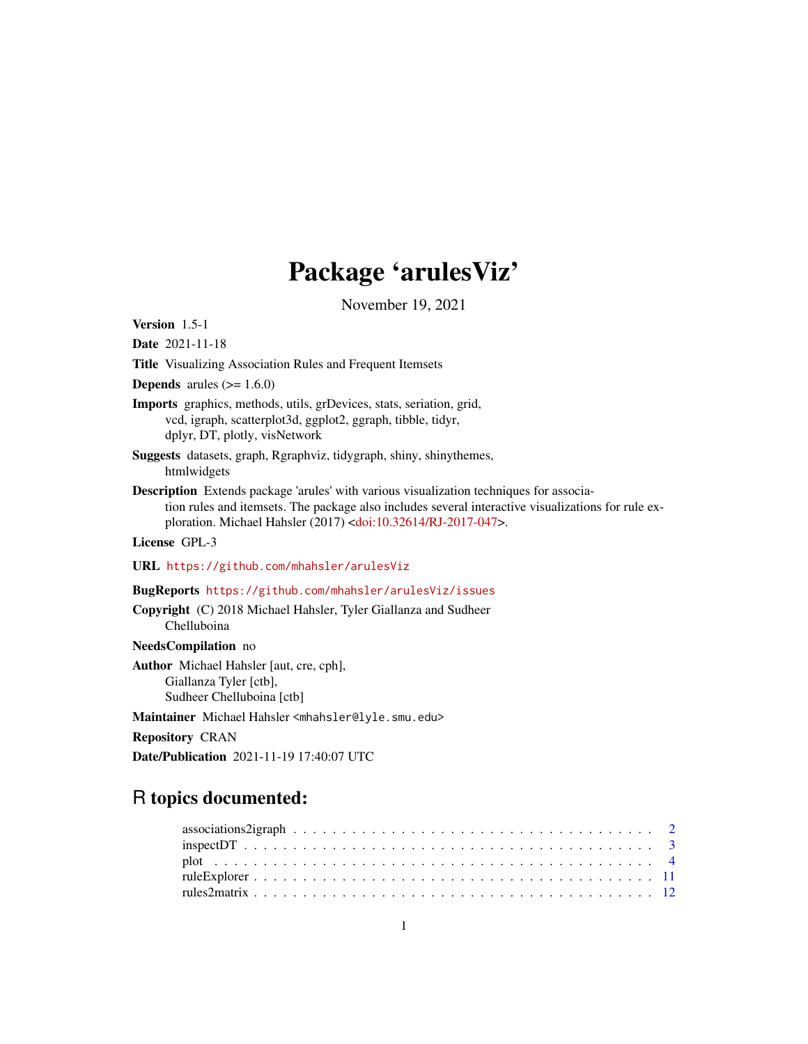# Package 'arulesViz'

November 19, 2021

**Version** 1.5-1

**Date** 2021-11-18

**Title** Visualizing Association Rules and Frequent Itemsets

**Depends** arules (>= 1.6.0)

**Imports** graphics, methods, utils, grDevices, stats, seriation, grid, vcd, igraph, scatterplot3d, ggplot2, ggraph, tibble, tidyr, dplyr, DT, plotly, visNetwork

**Suggests** datasets, graph, Rgraphviz, tidygraph, shiny, shinythemes, htmlwidgets

**Description** Extends package 'arules' with various visualization techniques for association rules and itemsets. The package also includes several interactive visualizations for rule exploration. Michael Hahsler (2017) <doi:10.32614/RJ-2017-047>.

**License** GPL-3

**URL** https://github.com/mhahsler/arulesViz

**BugReports** https://github.com/mhahsler/arulesViz/issues

**Copyright** (C) 2018 Michael Hahsler, Tyler Giallanza and Sudheer Chelluboina

**NeedsCompilation** no

**Author** Michael Hahsler [aut, cre, cph], Giallanza Tyler [ctb], Sudheer Chelluboina [ctb]

**Maintainer** Michael Hahsler <mhahsler@lyle.smu.edu>

**Repository** CRAN

**Date/Publication** 2021-11-19 17:40:07 UTC

## R topics documented:

- associations2igraph . . . . . . . . . . . . . . . . . . . . . . . . . . . . . . . . . . . . 2
- inspectDT . . . . . . . . . . . . . . . . . . . . . . . . . . . . . . . . . . . . . . . . . . 3
- plot . . . . . . . . . . . . . . . . . . . . . . . . . . . . . . . . . . . . . . . . . . . . . . 4
- ruleExplorer . . . . . . . . . . . . . . . . . . . . . . . . . . . . . . . . . . . . . . . . 11
- rules2matrix . . . . . . . . . . . . . . . . . . . . . . . . . . . . . . . . . . . . . . . . 12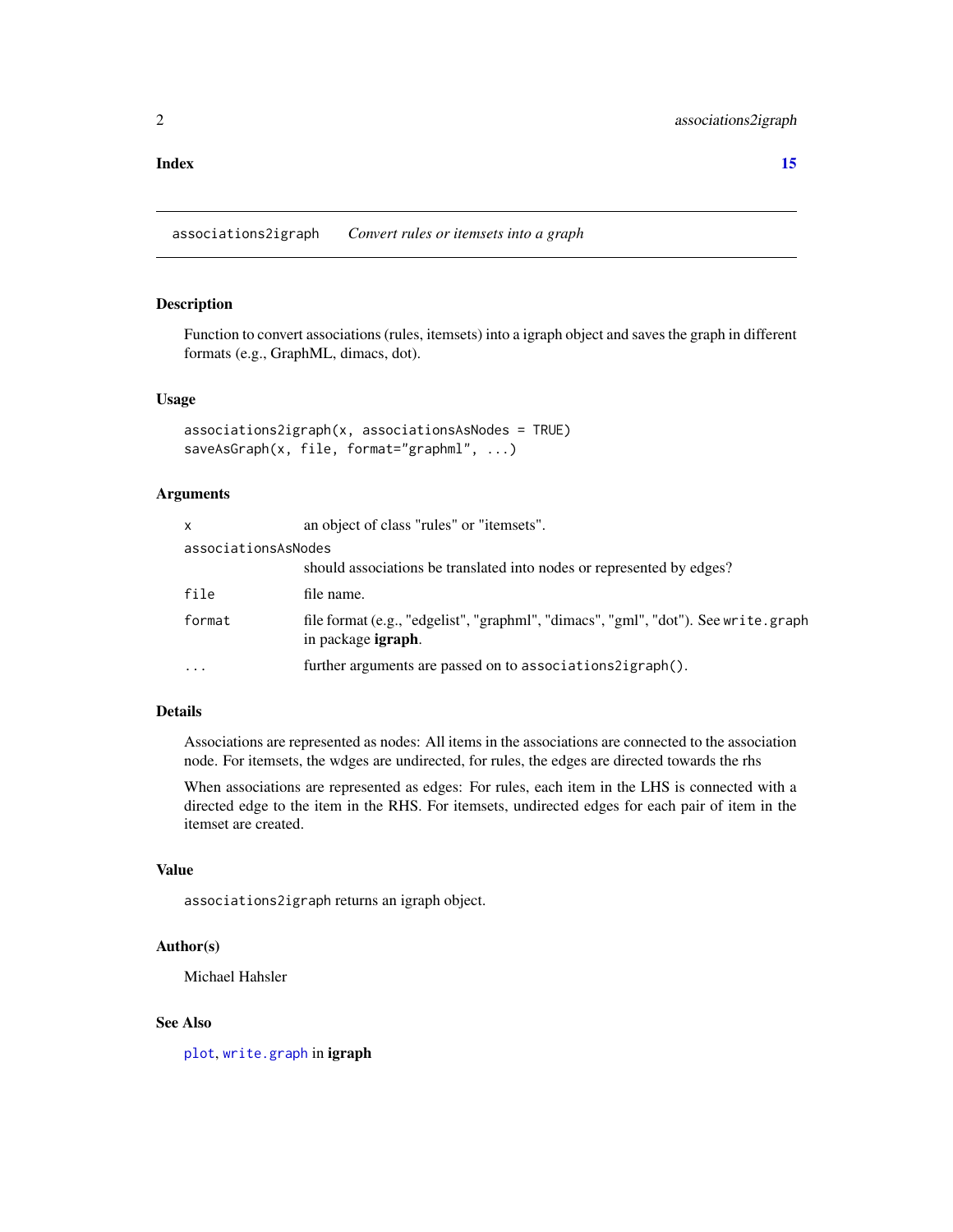Index 15

## associations2igraph — *Convert rules or itemsets into a graph*

### Description

Function to convert associations (rules, itemsets) into a igraph object and saves the graph in different formats (e.g., GraphML, dimacs, dot).

### Usage

```
associations2igraph(x, associationsAsNodes = TRUE)
saveAsGraph(x, file, format="graphml", ...)
```

### Arguments

| | |
|---|---|
| `x` | an object of class "rules" or "itemsets". |
| `associationsAsNodes` | should associations be translated into nodes or represented by edges? |
| `file` | file name. |
| `format` | file format (e.g., "edgelist", "graphml", "dimacs", "gml", "dot"). See `write.graph` in package **igraph**. |
| `...` | further arguments are passed on to `associations2igraph()`. |

### Details

Associations are represented as nodes: All items in the associations are connected to the association node. For itemsets, the wdges are undirected, for rules, the edges are directed towards the rhs

When associations are represented as edges: For rules, each item in the LHS is connected with a directed edge to the item in the RHS. For itemsets, undirected edges for each pair of item in the itemset are created.

### Value

`associations2igraph` returns an igraph object.

### Author(s)

Michael Hahsler

### See Also

`plot`, `write.graph` in **igraph**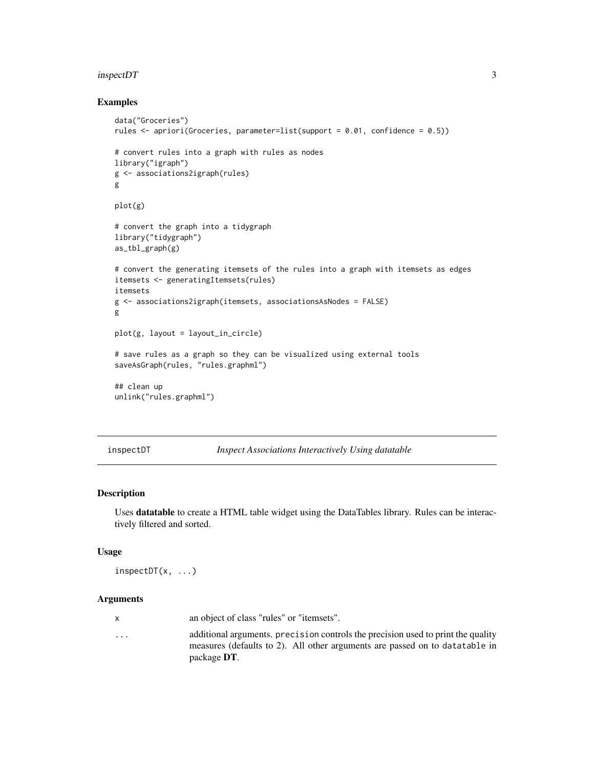### Examples

```
data("Groceries")
rules <- apriori(Groceries, parameter=list(support = 0.01, confidence = 0.5))

# convert rules into a graph with rules as nodes
library("igraph")
g <- associations2igraph(rules)
g

plot(g)

# convert the graph into a tidygraph
library("tidygraph")
as_tbl_graph(g)

# convert the generating itemsets of the rules into a graph with itemsets as edges
itemsets <- generatingItemsets(rules)
itemsets
g <- associations2igraph(itemsets, associationsAsNodes = FALSE)
g

plot(g, layout = layout_in_circle)

# save rules as a graph so they can be visualized using external tools
saveAsGraph(rules, "rules.graphml")

## clean up
unlink("rules.graphml")
```

---

## inspectDT — *Inspect Associations Interactively Using datatable*

---

### Description

Uses **datatable** to create a HTML table widget using the DataTables library. Rules can be interactively filtered and sorted.

### Usage

```
inspectDT(x, ...)
```

### Arguments

| | |
|---|---|
| x | an object of class "rules" or "itemsets". |
| ... | additional arguments. `precision` controls the precision used to print the quality measures (defaults to 2). All other arguments are passed on to `datatable` in package **DT**. |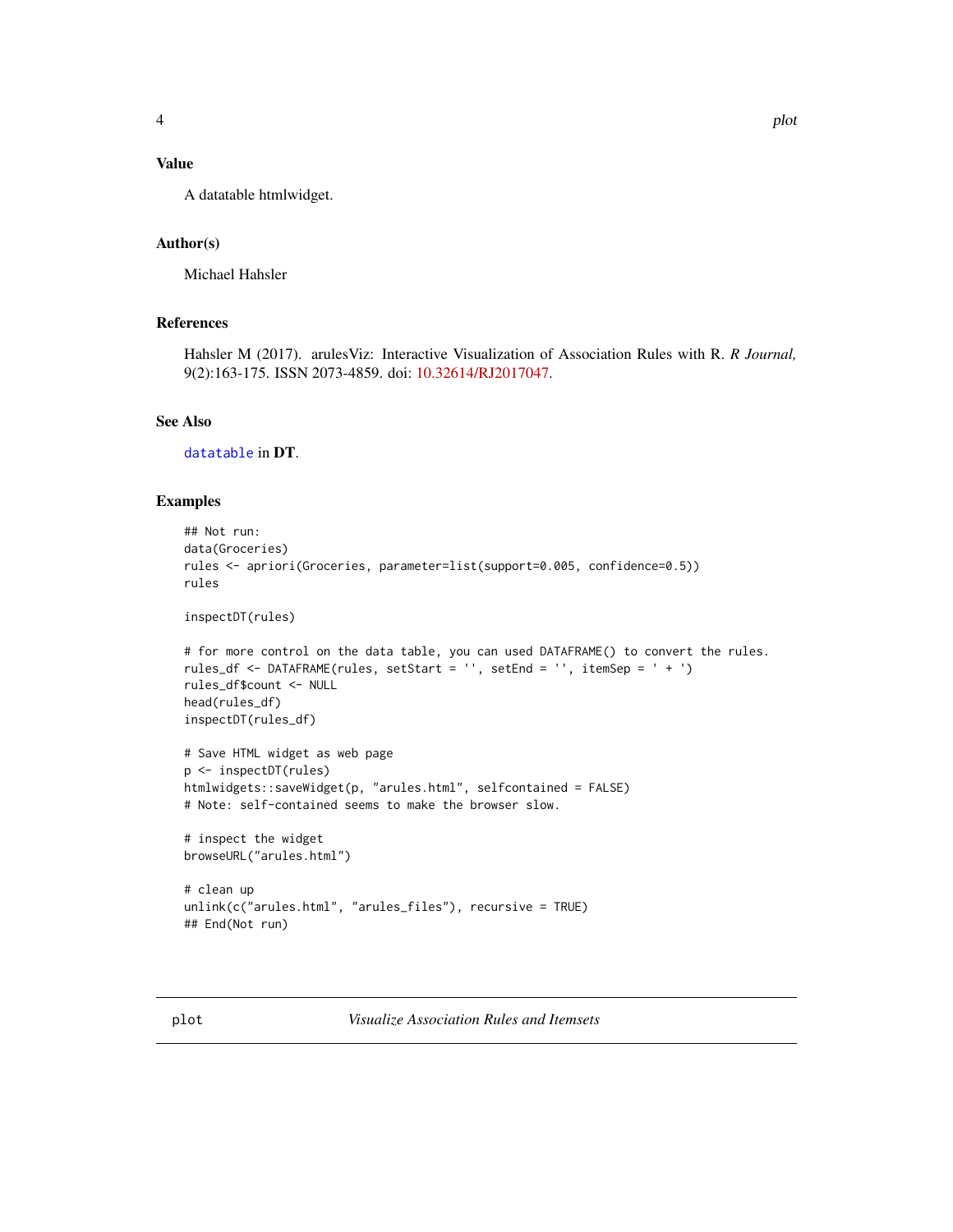### Value

A datatable htmlwidget.

### Author(s)

Michael Hahsler

### References

Hahsler M (2017). arulesViz: Interactive Visualization of Association Rules with R. *R Journal,* 9(2):163-175. ISSN 2073-4859. doi: 10.32614/RJ2017047.

### See Also

`datatable` in **DT**.

### Examples

```
## Not run:
data(Groceries)
rules <- apriori(Groceries, parameter=list(support=0.005, confidence=0.5))
rules

inspectDT(rules)

# for more control on the data table, you can used DATAFRAME() to convert the rules.
rules_df <- DATAFRAME(rules, setStart = '', setEnd = '', itemSep = ' + ')
rules_df$count <- NULL
head(rules_df)
inspectDT(rules_df)

# Save HTML widget as web page
p <- inspectDT(rules)
htmlwidgets::saveWidget(p, "arules.html", selfcontained = FALSE)
# Note: self-contained seems to make the browser slow.

# inspect the widget
browseURL("arules.html")

# clean up
unlink(c("arules.html", "arules_files"), recursive = TRUE)
## End(Not run)
```

## plot — *Visualize Association Rules and Itemsets*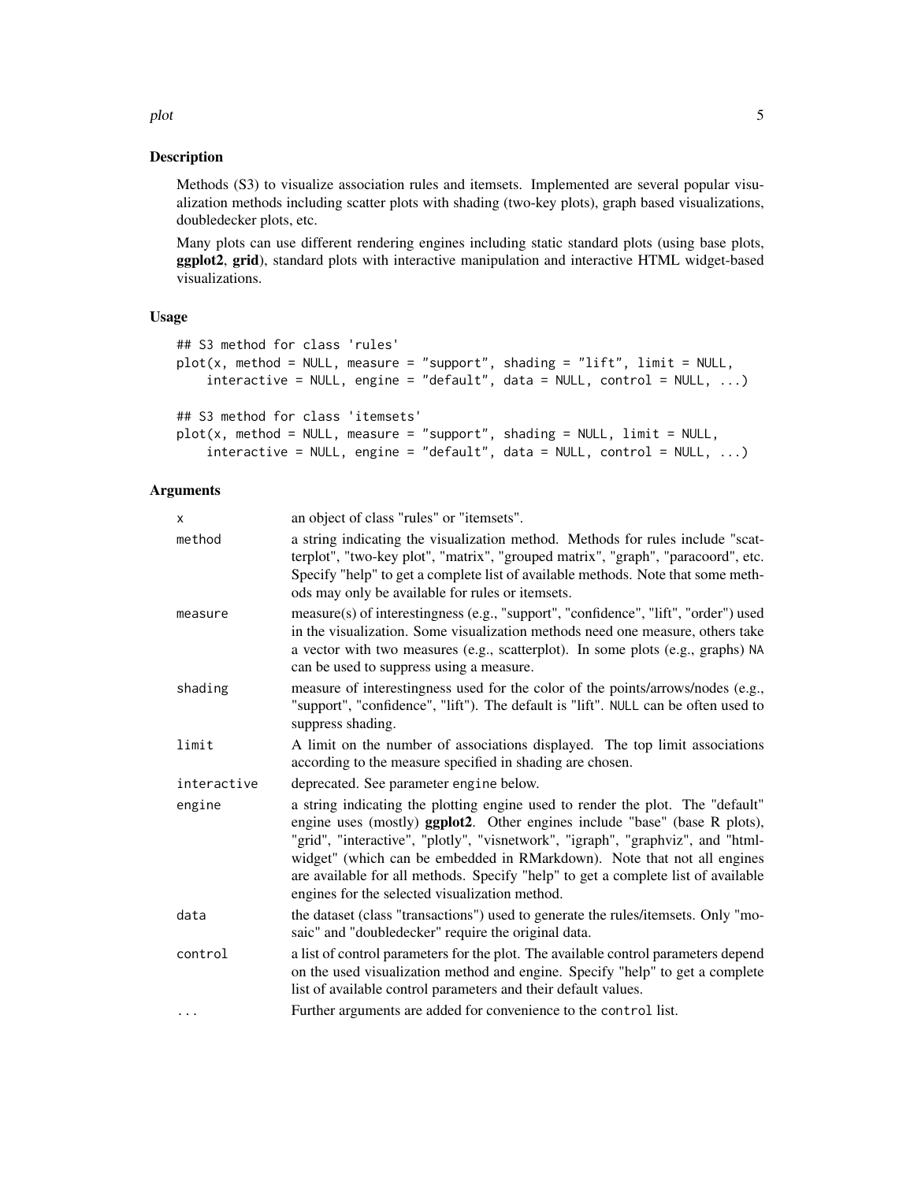## Description

Methods (S3) to visualize association rules and itemsets. Implemented are several popular visualization methods including scatter plots with shading (two-key plots), graph based visualizations, doubledecker plots, etc.

Many plots can use different rendering engines including static standard plots (using base plots, **ggplot2**, **grid**), standard plots with interactive manipulation and interactive HTML widget-based visualizations.

## Usage

```
## S3 method for class 'rules'
plot(x, method = NULL, measure = "support", shading = "lift", limit = NULL,
    interactive = NULL, engine = "default", data = NULL, control = NULL, ...)

## S3 method for class 'itemsets'
plot(x, method = NULL, measure = "support", shading = NULL, limit = NULL,
    interactive = NULL, engine = "default", data = NULL, control = NULL, ...)
```

## Arguments

| | |
|---|---|
| `x` | an object of class "rules" or "itemsets". |
| `method` | a string indicating the visualization method. Methods for rules include "scatterplot", "two-key plot", "matrix", "grouped matrix", "graph", "paracoord", etc. Specify "help" to get a complete list of available methods. Note that some methods may only be available for rules or itemsets. |
| `measure` | measure(s) of interestingness (e.g., "support", "confidence", "lift", "order") used in the visualization. Some visualization methods need one measure, others take a vector with two measures (e.g., scatterplot). In some plots (e.g., graphs) `NA` can be used to suppress using a measure. |
| `shading` | measure of interestingness used for the color of the points/arrows/nodes (e.g., "support", "confidence", "lift"). The default is "lift". `NULL` can be often used to suppress shading. |
| `limit` | A limit on the number of associations displayed. The top limit associations according to the measure specified in shading are chosen. |
| `interactive` | deprecated. See parameter `engine` below. |
| `engine` | a string indicating the plotting engine used to render the plot. The "default" engine uses (mostly) **ggplot2**. Other engines include "base" (base R plots), "grid", "interactive", "plotly", "visnetwork", "igraph", "graphviz", and "htmlwidget" (which can be embedded in RMarkdown). Note that not all engines are available for all methods. Specify "help" to get a complete list of available engines for the selected visualization method. |
| `data` | the dataset (class "transactions") used to generate the rules/itemsets. Only "mosaic" and "doubledecker" require the original data. |
| `control` | a list of control parameters for the plot. The available control parameters depend on the used visualization method and engine. Specify "help" to get a complete list of available control parameters and their default values. |
| `...` | Further arguments are added for convenience to the `control` list. |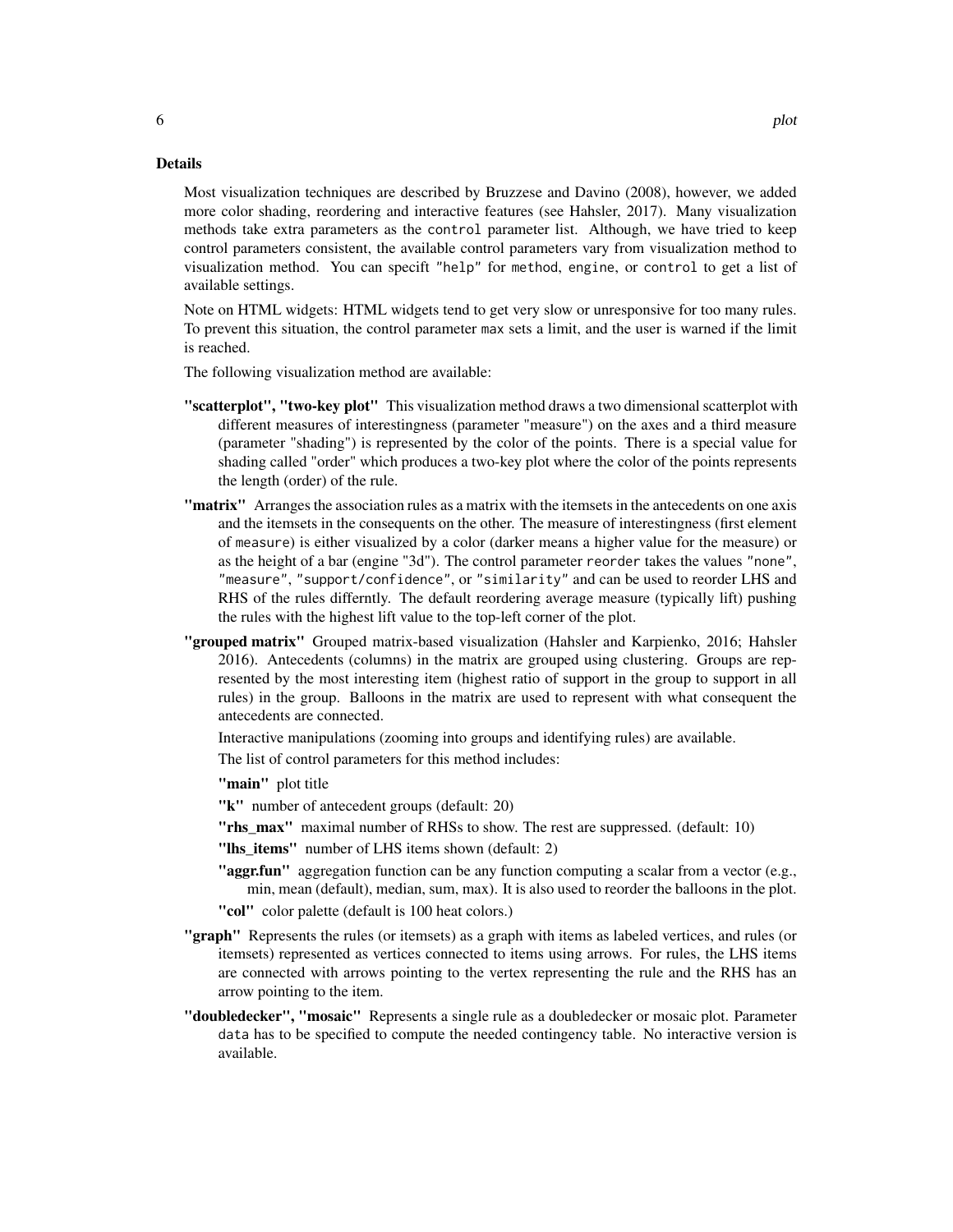### Details

Most visualization techniques are described by Bruzzese and Davino (2008), however, we added more color shading, reordering and interactive features (see Hahsler, 2017). Many visualization methods take extra parameters as the `control` parameter list. Although, we have tried to keep control parameters consistent, the available control parameters vary from visualization method to visualization method. You can specift `"help"` for `method`, `engine`, or `control` to get a list of available settings.

Note on HTML widgets: HTML widgets tend to get very slow or unresponsive for too many rules. To prevent this situation, the control parameter `max` sets a limit, and the user is warned if the limit is reached.

The following visualization method are available:

**"scatterplot", "two-key plot"** This visualization method draws a two dimensional scatterplot with different measures of interestingness (parameter "measure") on the axes and a third measure (parameter "shading") is represented by the color of the points. There is a special value for shading called "order" which produces a two-key plot where the color of the points represents the length (order) of the rule.

**"matrix"** Arranges the association rules as a matrix with the itemsets in the antecedents on one axis and the itemsets in the consequents on the other. The measure of interestingness (first element of `measure`) is either visualized by a color (darker means a higher value for the measure) or as the height of a bar (engine "3d"). The control parameter `reorder` takes the values `"none"`, `"measure"`, `"support/confidence"`, or `"similarity"` and can be used to reorder LHS and RHS of the rules differntly. The default reordering average measure (typically lift) pushing the rules with the highest lift value to the top-left corner of the plot.

**"grouped matrix"** Grouped matrix-based visualization (Hahsler and Karpienko, 2016; Hahsler 2016). Antecedents (columns) in the matrix are grouped using clustering. Groups are represented by the most interesting item (highest ratio of support in the group to support in all rules) in the group. Balloons in the matrix are used to represent with what consequent the antecedents are connected.

Interactive manipulations (zooming into groups and identifying rules) are available.

The list of control parameters for this method includes:

- **"main"** plot title
- **"k"** number of antecedent groups (default: 20)
- **"rhs_max"** maximal number of RHSs to show. The rest are suppressed. (default: 10)
- **"lhs_items"** number of LHS items shown (default: 2)
- **"aggr.fun"** aggregation function can be any function computing a scalar from a vector (e.g., min, mean (default), median, sum, max). It is also used to reorder the balloons in the plot.
- **"col"** color palette (default is 100 heat colors.)

**"graph"** Represents the rules (or itemsets) as a graph with items as labeled vertices, and rules (or itemsets) represented as vertices connected to items using arrows. For rules, the LHS items are connected with arrows pointing to the vertex representing the rule and the RHS has an arrow pointing to the item.

**"doubledecker", "mosaic"** Represents a single rule as a doubledecker or mosaic plot. Parameter `data` has to be specified to compute the needed contingency table. No interactive version is available.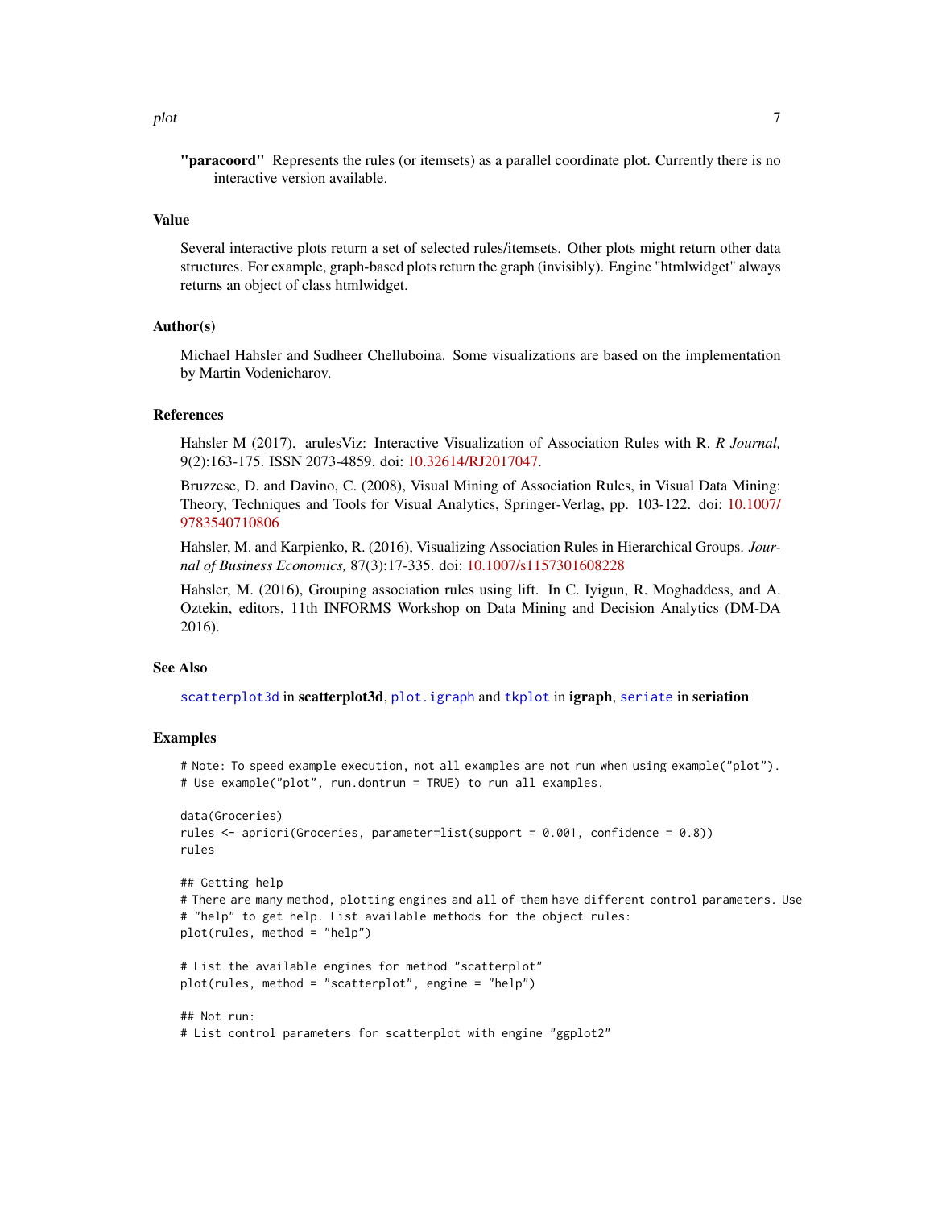**"paracoord"** Represents the rules (or itemsets) as a parallel coordinate plot. Currently there is no interactive version available.

## Value

Several interactive plots return a set of selected rules/itemsets. Other plots might return other data structures. For example, graph-based plots return the graph (invisibly). Engine "htmlwidget" always returns an object of class htmlwidget.

## Author(s)

Michael Hahsler and Sudheer Chelluboina. Some visualizations are based on the implementation by Martin Vodenicharov.

## References

Hahsler M (2017). arulesViz: Interactive Visualization of Association Rules with R. *R Journal,* 9(2):163-175. ISSN 2073-4859. doi: 10.32614/RJ2017047.

Bruzzese, D. and Davino, C. (2008), Visual Mining of Association Rules, in Visual Data Mining: Theory, Techniques and Tools for Visual Analytics, Springer-Verlag, pp. 103-122. doi: 10.1007/9783540710806

Hahsler, M. and Karpienko, R. (2016), Visualizing Association Rules in Hierarchical Groups. *Journal of Business Economics,* 87(3):17-335. doi: 10.1007/s1157301608228

Hahsler, M. (2016), Grouping association rules using lift. In C. Iyigun, R. Moghaddess, and A. Oztekin, editors, 11th INFORMS Workshop on Data Mining and Decision Analytics (DM-DA 2016).

## See Also

`scatterplot3d` in **scatterplot3d**, `plot.igraph` and `tkplot` in **igraph**, `seriate` in **seriation**

## Examples

```
# Note: To speed example execution, not all examples are not run when using example("plot").
# Use example("plot", run.dontrun = TRUE) to run all examples.

data(Groceries)
rules <- apriori(Groceries, parameter=list(support = 0.001, confidence = 0.8))
rules

## Getting help
# There are many method, plotting engines and all of them have different control parameters. Use
# "help" to get help. List available methods for the object rules:
plot(rules, method = "help")

# List the available engines for method "scatterplot"
plot(rules, method = "scatterplot", engine = "help")

## Not run:
# List control parameters for scatterplot with engine "ggplot2"
```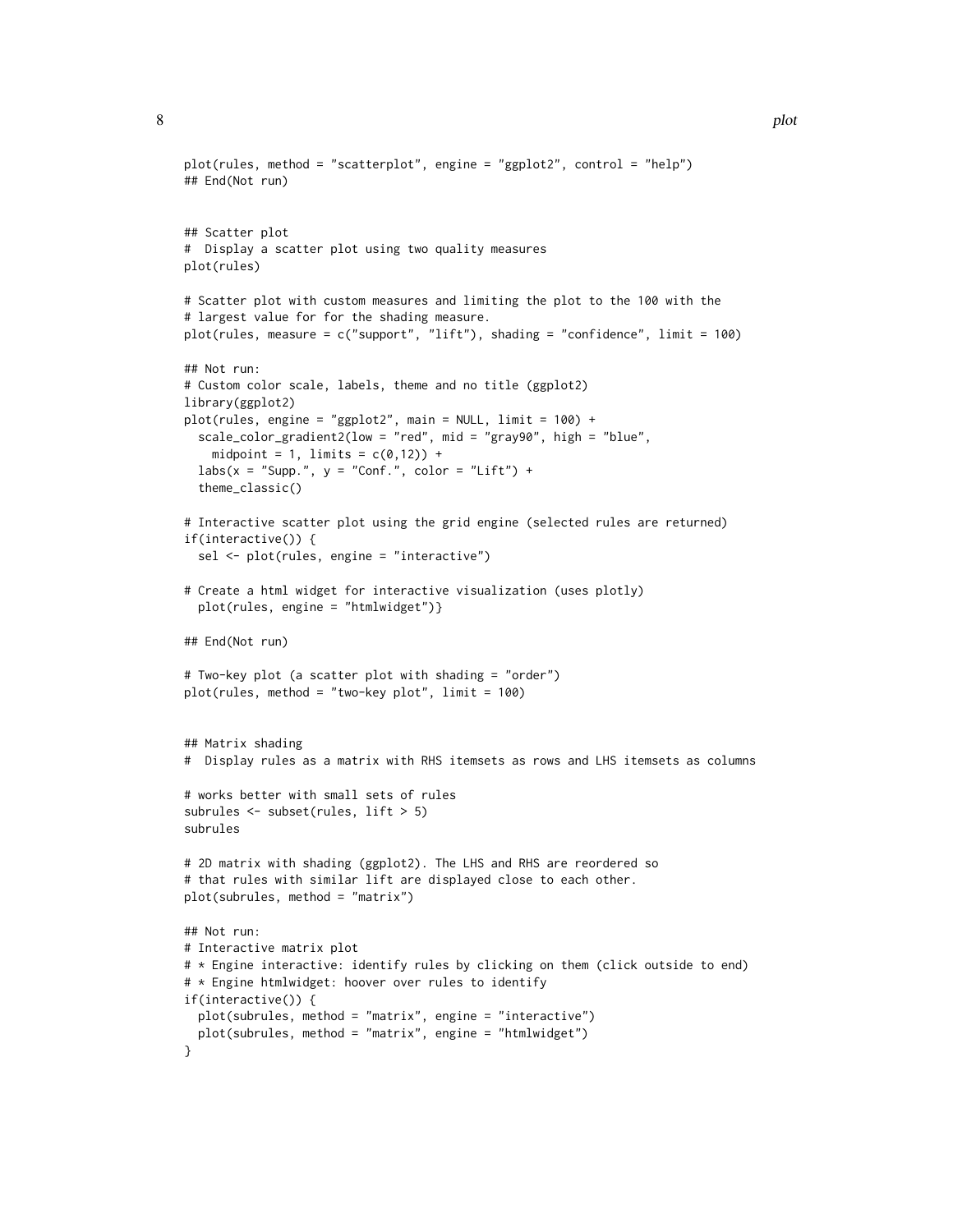```
plot(rules, method = "scatterplot", engine = "ggplot2", control = "help")
## End(Not run)


## Scatter plot
#  Display a scatter plot using two quality measures
plot(rules)

# Scatter plot with custom measures and limiting the plot to the 100 with the
# largest value for for the shading measure.
plot(rules, measure = c("support", "lift"), shading = "confidence", limit = 100)

## Not run:
# Custom color scale, labels, theme and no title (ggplot2)
library(ggplot2)
plot(rules, engine = "ggplot2", main = NULL, limit = 100) +
  scale_color_gradient2(low = "red", mid = "gray90", high = "blue",
    midpoint = 1, limits = c(0,12)) +
  labs(x = "Supp.", y = "Conf.", color = "Lift") +
  theme_classic()

# Interactive scatter plot using the grid engine (selected rules are returned)
if(interactive()) {
  sel <- plot(rules, engine = "interactive")

# Create a html widget for interactive visualization (uses plotly)
  plot(rules, engine = "htmlwidget")}

## End(Not run)

# Two-key plot (a scatter plot with shading = "order")
plot(rules, method = "two-key plot", limit = 100)


## Matrix shading
#  Display rules as a matrix with RHS itemsets as rows and LHS itemsets as columns

# works better with small sets of rules
subrules <- subset(rules, lift > 5)
subrules

# 2D matrix with shading (ggplot2). The LHS and RHS are reordered so
# that rules with similar lift are displayed close to each other.
plot(subrules, method = "matrix")

## Not run:
# Interactive matrix plot
# * Engine interactive: identify rules by clicking on them (click outside to end)
# * Engine htmlwidget: hoover over rules to identify
if(interactive()) {
  plot(subrules, method = "matrix", engine = "interactive")
  plot(subrules, method = "matrix", engine = "htmlwidget")
}
```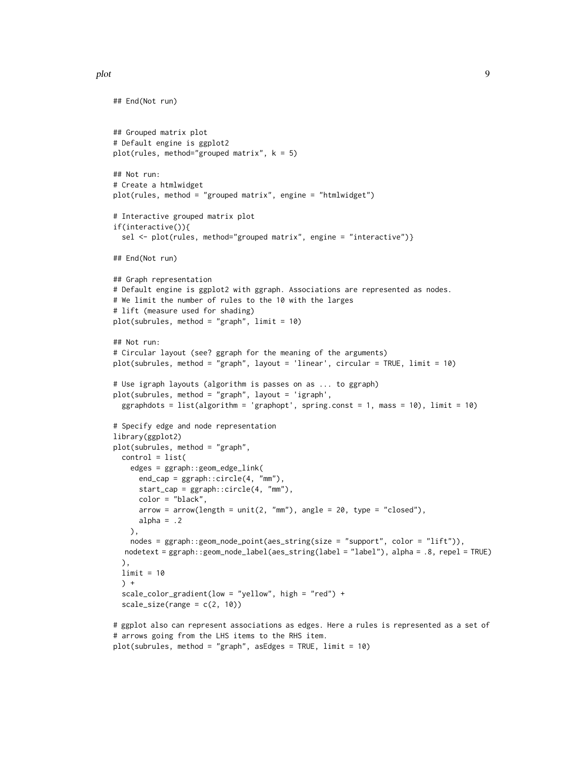```
## End(Not run)


## Grouped matrix plot
# Default engine is ggplot2
plot(rules, method="grouped matrix", k = 5)

## Not run:
# Create a htmlwidget
plot(rules, method = "grouped matrix", engine = "htmlwidget")

# Interactive grouped matrix plot
if(interactive()){
  sel <- plot(rules, method="grouped matrix", engine = "interactive")}

## End(Not run)

## Graph representation
# Default engine is ggplot2 with ggraph. Associations are represented as nodes.
# We limit the number of rules to the 10 with the larges
# lift (measure used for shading)
plot(subrules, method = "graph", limit = 10)

## Not run:
# Circular layout (see? ggraph for the meaning of the arguments)
plot(subrules, method = "graph", layout = 'linear', circular = TRUE, limit = 10)

# Use igraph layouts (algorithm is passes on as ... to ggraph)
plot(subrules, method = "graph", layout = 'igraph',
  ggraphdots = list(algorithm = 'graphopt', spring.const = 1, mass = 10), limit = 10)

# Specify edge and node representation
library(ggplot2)
plot(subrules, method = "graph",
  control = list(
    edges = ggraph::geom_edge_link(
      end_cap = ggraph::circle(4, "mm"),
      start_cap = ggraph::circle(4, "mm"),
      color = "black",
      arrow = arrow(length = unit(2, "mm"), angle = 20, type = "closed"),
      alpha = .2
    ),
    nodes = ggraph::geom_node_point(aes_string(size = "support", color = "lift")),
   nodetext = ggraph::geom_node_label(aes_string(label = "label"), alpha = .8, repel = TRUE)
  ),
  limit = 10
  ) +
  scale_color_gradient(low = "yellow", high = "red") +
  scale_size(range = c(2, 10))

# ggplot also can represent associations as edges. Here a rules is represented as a set of
# arrows going from the LHS items to the RHS item.
plot(subrules, method = "graph", asEdges = TRUE, limit = 10)
```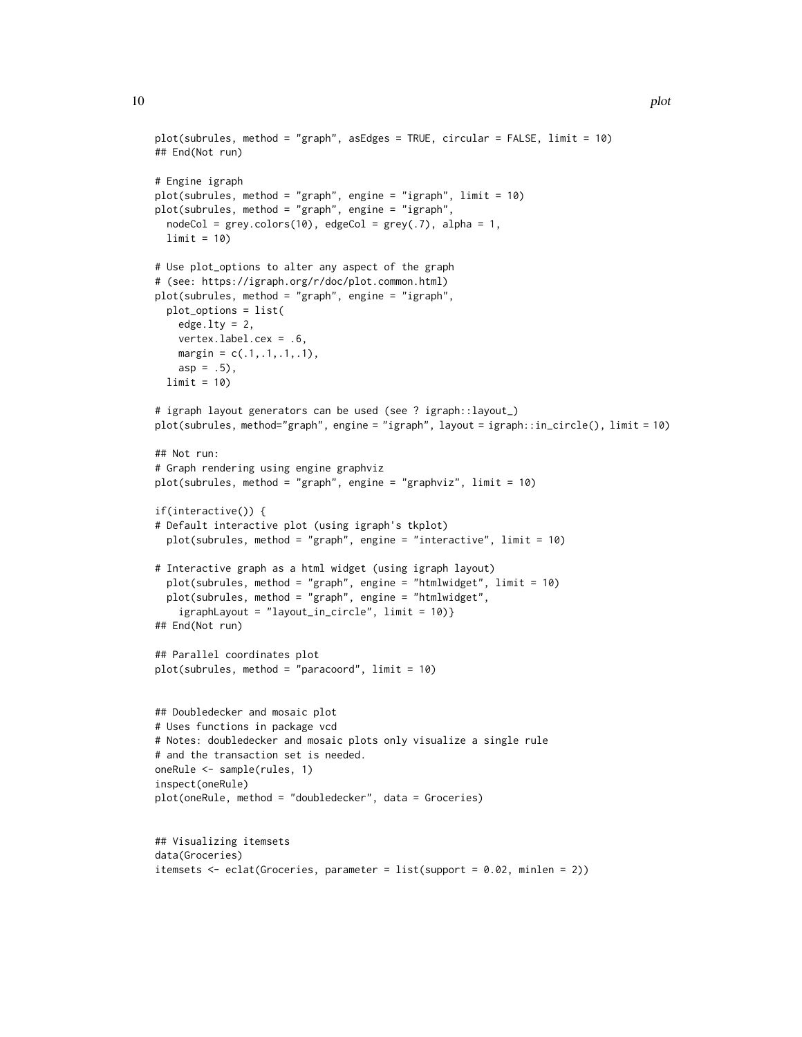```
plot(subrules, method = "graph", asEdges = TRUE, circular = FALSE, limit = 10)
## End(Not run)

# Engine igraph
plot(subrules, method = "graph", engine = "igraph", limit = 10)
plot(subrules, method = "graph", engine = "igraph",
  nodeCol = grey.colors(10), edgeCol = grey(.7), alpha = 1,
  limit = 10)

# Use plot_options to alter any aspect of the graph
# (see: https://igraph.org/r/doc/plot.common.html)
plot(subrules, method = "graph", engine = "igraph",
  plot_options = list(
    edge.lty = 2,
    vertex.label.cex = .6,
    margin = c(.1,.1,.1,.1),
    asp = .5),
  limit = 10)

# igraph layout generators can be used (see ? igraph::layout_)
plot(subrules, method="graph", engine = "igraph", layout = igraph::in_circle(), limit = 10)

## Not run:
# Graph rendering using engine graphviz
plot(subrules, method = "graph", engine = "graphviz", limit = 10)

if(interactive()) {
# Default interactive plot (using igraph's tkplot)
  plot(subrules, method = "graph", engine = "interactive", limit = 10)

# Interactive graph as a html widget (using igraph layout)
  plot(subrules, method = "graph", engine = "htmlwidget", limit = 10)
  plot(subrules, method = "graph", engine = "htmlwidget",
    igraphLayout = "layout_in_circle", limit = 10)}
## End(Not run)

## Parallel coordinates plot
plot(subrules, method = "paracoord", limit = 10)


## Doubledecker and mosaic plot
# Uses functions in package vcd
# Notes: doubledecker and mosaic plots only visualize a single rule
# and the transaction set is needed.
oneRule <- sample(rules, 1)
inspect(oneRule)
plot(oneRule, method = "doubledecker", data = Groceries)


## Visualizing itemsets
data(Groceries)
itemsets <- eclat(Groceries, parameter = list(support = 0.02, minlen = 2))
```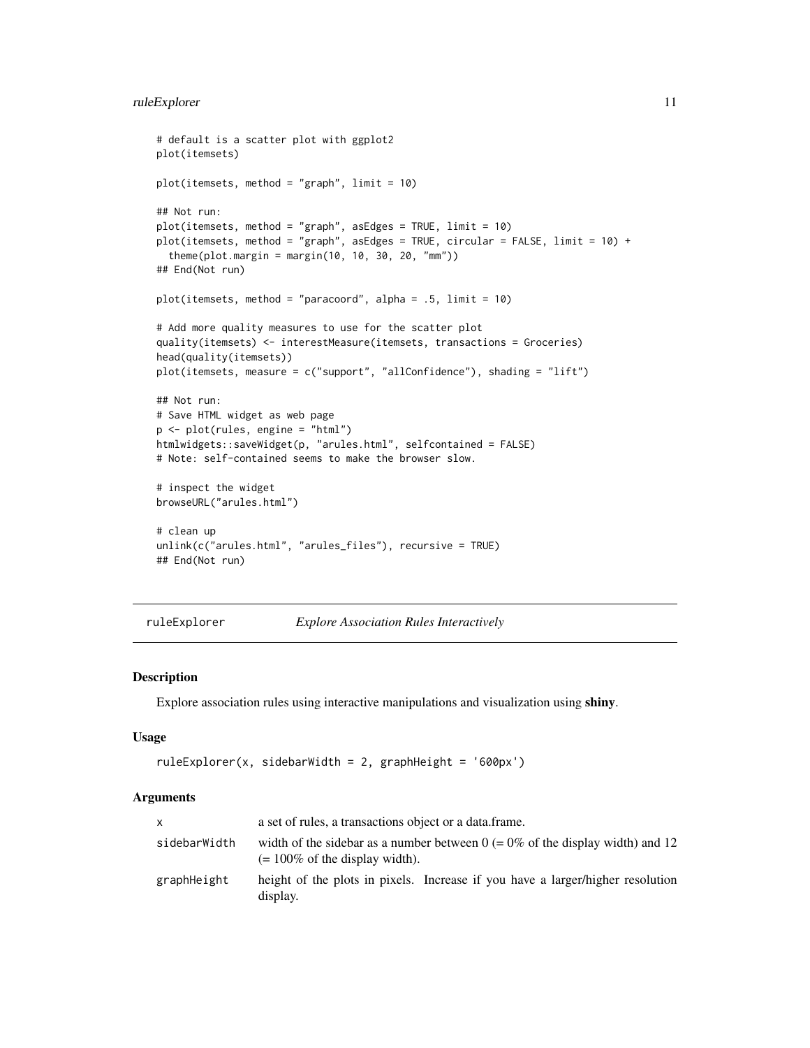```
# default is a scatter plot with ggplot2
plot(itemsets)

plot(itemsets, method = "graph", limit = 10)

## Not run:
plot(itemsets, method = "graph", asEdges = TRUE, limit = 10)
plot(itemsets, method = "graph", asEdges = TRUE, circular = FALSE, limit = 10) +
  theme(plot.margin = margin(10, 10, 30, 20, "mm"))
## End(Not run)

plot(itemsets, method = "paracoord", alpha = .5, limit = 10)

# Add more quality measures to use for the scatter plot
quality(itemsets) <- interestMeasure(itemsets, transactions = Groceries)
head(quality(itemsets))
plot(itemsets, measure = c("support", "allConfidence"), shading = "lift")

## Not run:
# Save HTML widget as web page
p <- plot(rules, engine = "html")
htmlwidgets::saveWidget(p, "arules.html", selfcontained = FALSE)
# Note: self-contained seems to make the browser slow.

# inspect the widget
browseURL("arules.html")

# clean up
unlink(c("arules.html", "arules_files"), recursive = TRUE)
## End(Not run)
```

---

## `ruleExplorer` *Explore Association Rules Interactively*

---

### Description

Explore association rules using interactive manipulations and visualization using **shiny**.

### Usage

```
ruleExplorer(x, sidebarWidth = 2, graphHeight = '600px')
```

### Arguments

| | |
|---|---|
| `x` | a set of rules, a transactions object or a data.frame. |
| `sidebarWidth` | width of the sidebar as a number between 0 (= 0% of the display width) and 12 (= 100% of the display width). |
| `graphHeight` | height of the plots in pixels. Increase if you have a larger/higher resolution display. |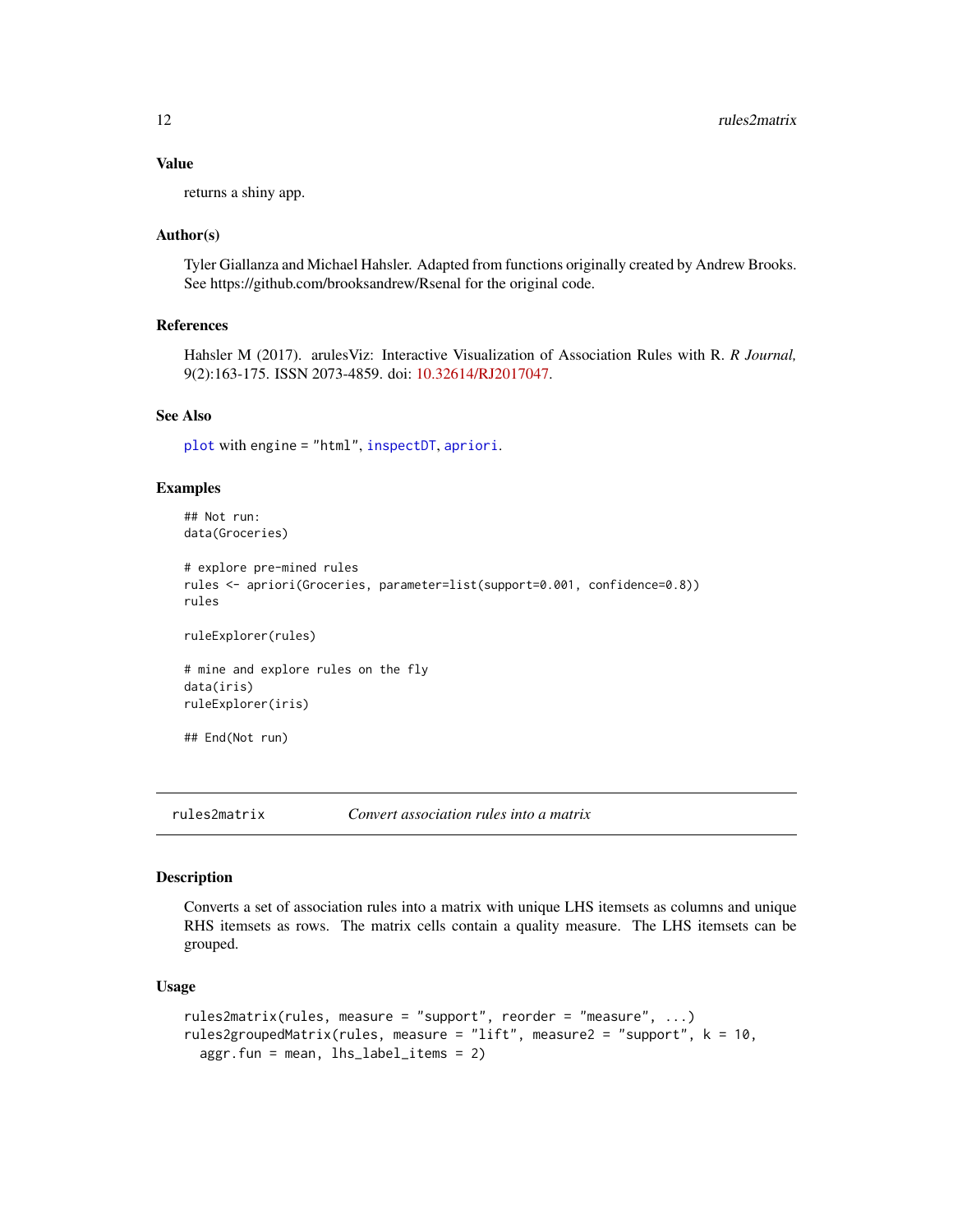### Value

returns a shiny app.

### Author(s)

Tyler Giallanza and Michael Hahsler. Adapted from functions originally created by Andrew Brooks. See https://github.com/brooksandrew/Rsenal for the original code.

### References

Hahsler M (2017). arulesViz: Interactive Visualization of Association Rules with R. *R Journal,* 9(2):163-175. ISSN 2073-4859. doi: 10.32614/RJ2017047.

### See Also

`plot` with `engine = "html"`, `inspectDT`, `apriori`.

### Examples

```
## Not run:
data(Groceries)

# explore pre-mined rules
rules <- apriori(Groceries, parameter=list(support=0.001, confidence=0.8))
rules

ruleExplorer(rules)

# mine and explore rules on the fly
data(iris)
ruleExplorer(iris)

## End(Not run)
```

---

## rules2matrix — *Convert association rules into a matrix*

### Description

Converts a set of association rules into a matrix with unique LHS itemsets as columns and unique RHS itemsets as rows. The matrix cells contain a quality measure. The LHS itemsets can be grouped.

### Usage

```
rules2matrix(rules, measure = "support", reorder = "measure", ...)
rules2groupedMatrix(rules, measure = "lift", measure2 = "support", k = 10,
  aggr.fun = mean, lhs_label_items = 2)
```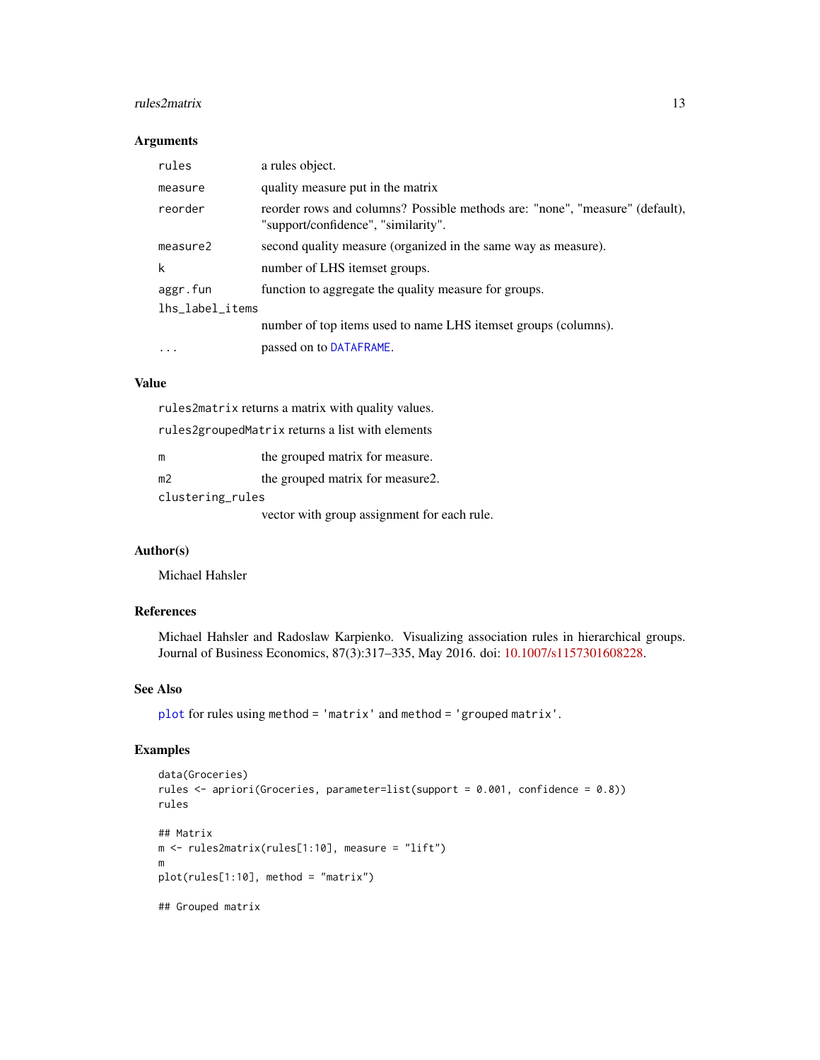## Arguments

| | |
|---|---|
| rules | a rules object. |
| measure | quality measure put in the matrix |
| reorder | reorder rows and columns? Possible methods are: "none", "measure" (default), "support/confidence", "similarity". |
| measure2 | second quality measure (organized in the same way as measure). |
| k | number of LHS itemset groups. |
| aggr.fun | function to aggregate the quality measure for groups. |
| lhs_label_items | number of top items used to name LHS itemset groups (columns). |
| ... | passed on to DATAFRAME. |

## Value

`rules2matrix` returns a matrix with quality values.

`rules2groupedMatrix` returns a list with elements

| | |
|---|---|
| m | the grouped matrix for measure. |
| m2 | the grouped matrix for measure2. |
| clustering_rules | vector with group assignment for each rule. |

## Author(s)

Michael Hahsler

## References

Michael Hahsler and Radoslaw Karpienko. Visualizing association rules in hierarchical groups. Journal of Business Economics, 87(3):317–335, May 2016. doi: 10.1007/s1157301608228.

## See Also

`plot` for rules using `method = 'matrix'` and `method = 'grouped matrix'`.

## Examples

```
data(Groceries)
rules <- apriori(Groceries, parameter=list(support = 0.001, confidence = 0.8))
rules

## Matrix
m <- rules2matrix(rules[1:10], measure = "lift")
m
plot(rules[1:10], method = "matrix")

## Grouped matrix
```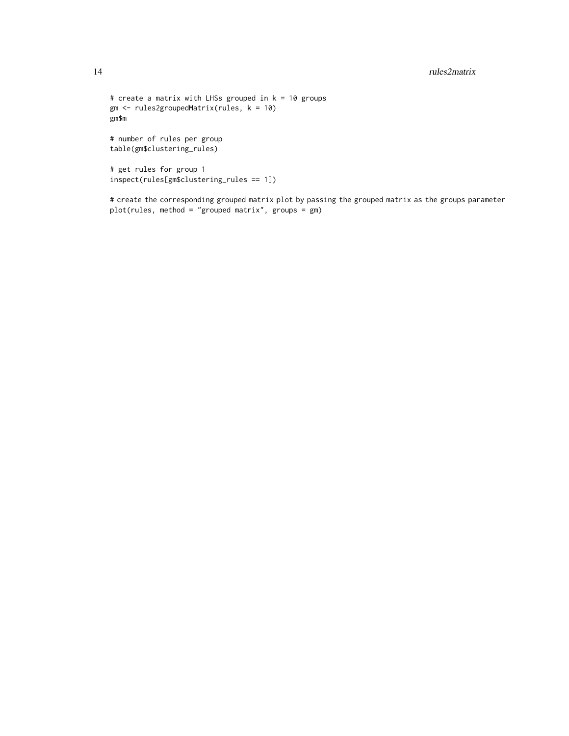```
# create a matrix with LHSs grouped in k = 10 groups
gm <- rules2groupedMatrix(rules, k = 10)
gm$m

# number of rules per group
table(gm$clustering_rules)

# get rules for group 1
inspect(rules[gm$clustering_rules == 1])

# create the corresponding grouped matrix plot by passing the grouped matrix as the groups parameter
plot(rules, method = "grouped matrix", groups = gm)
```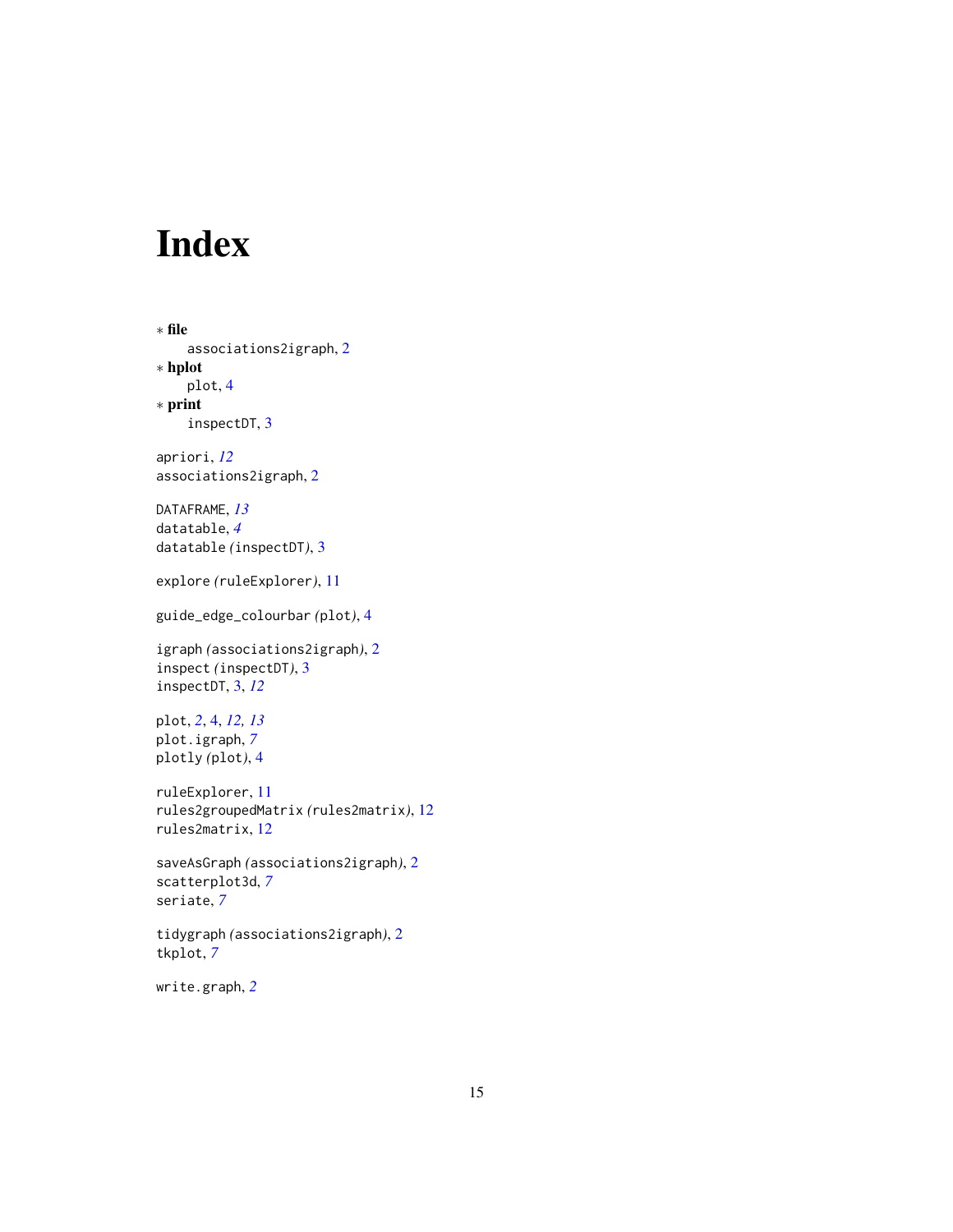# Index

∗ **file**
    associations2igraph, 2
∗ **hplot**
    plot, 4
∗ **print**
    inspectDT, 3

apriori, *12*
associations2igraph, 2

DATAFRAME, *13*
datatable, *4*
datatable *(*inspectDT*)*, 3

explore *(*ruleExplorer*)*, 11

guide_edge_colourbar *(*plot*)*, 4

igraph *(*associations2igraph*)*, 2
inspect *(*inspectDT*)*, 3
inspectDT, 3, *12*

plot, *2*, 4, *12, 13*
plot.igraph, *7*
plotly *(*plot*)*, 4

ruleExplorer, 11
rules2groupedMatrix *(*rules2matrix*)*, 12
rules2matrix, 12

saveAsGraph *(*associations2igraph*)*, 2
scatterplot3d, *7*
seriate, *7*

tidygraph *(*associations2igraph*)*, 2
tkplot, *7*

write.graph, *2*